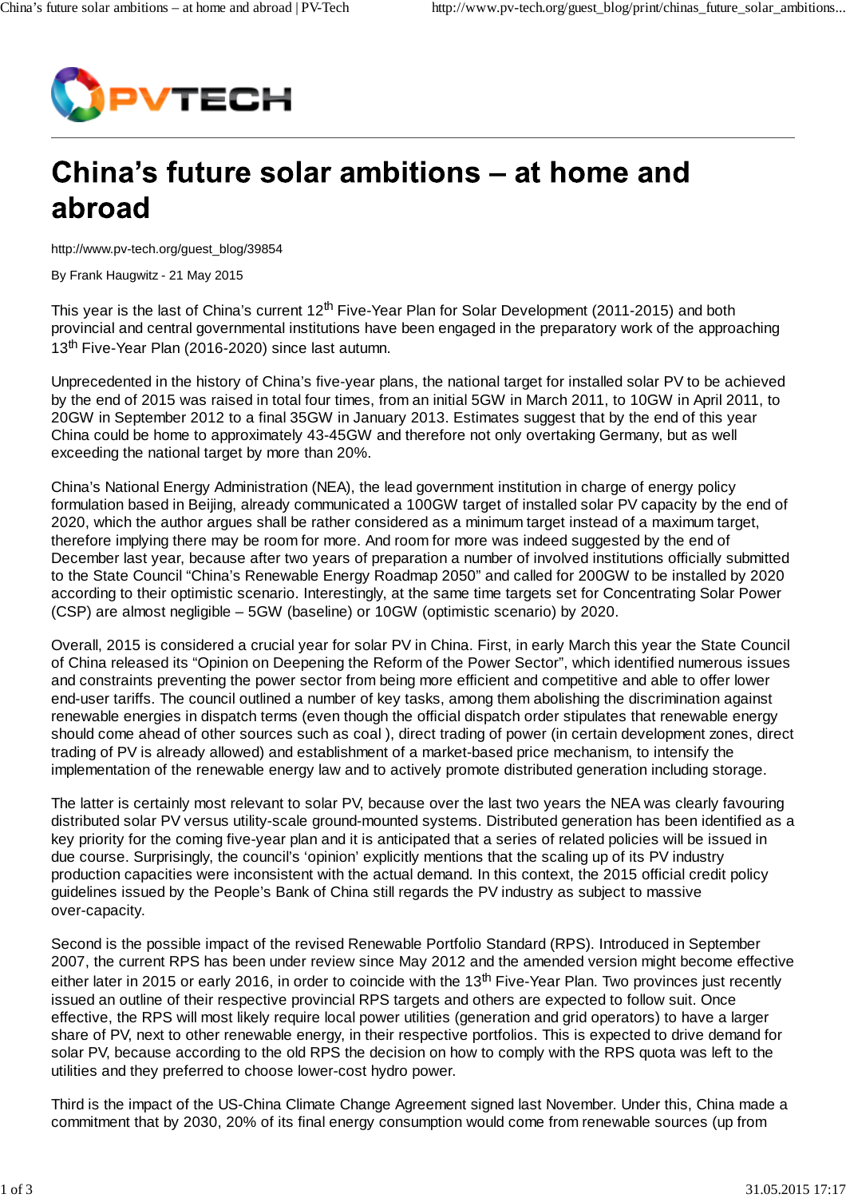# China's future solar ambitions – at home and abroad

http://www.pv-tech.org/guest_blog/39854

By Frank Haugwitz - 21 May 2015

This year is the last of China's current 12th Five-Year Plan for Solar Development (2011-2015) and both provincial and central governmental institutions have been engaged in the preparatory work of the approaching 13th Five-Year Plan (2016-2020) since last autumn.

Unprecedented in the history of China's five-year plans, the national target for installed solar PV to be achieved by the end of 2015 was raised in total four times, from an initial 5GW in March 2011, to 10GW in April 2011, to 20GW in September 2012 to a final 35GW in January 2013. Estimates suggest that by the end of this year China could be home to approximately 43-45GW and therefore not only overtaking Germany, but as well exceeding the national target by more than 20%.

China's National Energy Administration (NEA), the lead government institution in charge of energy policy formulation based in Beijing, already communicated a 100GW target of installed solar PV capacity by the end of 2020, which the author argues shall be rather considered as a minimum target instead of a maximum target, therefore implying there may be room for more. And room for more was indeed suggested by the end of December last year, because after two years of preparation a number of involved institutions officially submitted to the State Council "China's Renewable Energy Roadmap 2050" and called for 200GW to be installed by 2020 according to their optimistic scenario. Interestingly, at the same time targets set for Concentrating Solar Power (CSP) are almost negligible – 5GW (baseline) or 10GW (optimistic scenario) by 2020.

Overall, 2015 is considered a crucial year for solar PV in China. First, in early March this year the State Council of China released its "Opinion on Deepening the Reform of the Power Sector", which identified numerous issues and constraints preventing the power sector from being more efficient and competitive and able to offer lower end-user tariffs. The council outlined a number of key tasks, among them abolishing the discrimination against renewable energies in dispatch terms (even though the official dispatch order stipulates that renewable energy should come ahead of other sources such as coal ), direct trading of power (in certain development zones, direct trading of PV is already allowed) and establishment of a market-based price mechanism, to intensify the implementation of the renewable energy law and to actively promote distributed generation including storage.

The latter is certainly most relevant to solar PV, because over the last two years the NEA was clearly favouring distributed solar PV versus utility-scale ground-mounted systems. Distributed generation has been identified as a key priority for the coming five-year plan and it is anticipated that a series of related policies will be issued in due course. Surprisingly, the council's 'opinion' explicitly mentions that the scaling up of its PV industry production capacities were inconsistent with the actual demand. In this context, the 2015 official credit policy guidelines issued by the People's Bank of China still regards the PV industry as subject to massive over-capacity.

Second is the possible impact of the revised Renewable Portfolio Standard (RPS). Introduced in September 2007, the current RPS has been under review since May 2012 and the amended version might become effective either later in 2015 or early 2016, in order to coincide with the 13th Five-Year Plan. Two provinces just recently issued an outline of their respective provincial RPS targets and others are expected to follow suit. Once effective, the RPS will most likely require local power utilities (generation and grid operators) to have a larger share of PV, next to other renewable energy, in their respective portfolios. This is expected to drive demand for solar PV, because according to the old RPS the decision on how to comply with the RPS quota was left to the utilities and they preferred to choose lower-cost hydro power.

Third is the impact of the US-China Climate Change Agreement signed last November. Under this, China made a commitment that by 2030, 20% of its final energy consumption would come from renewable sources (up from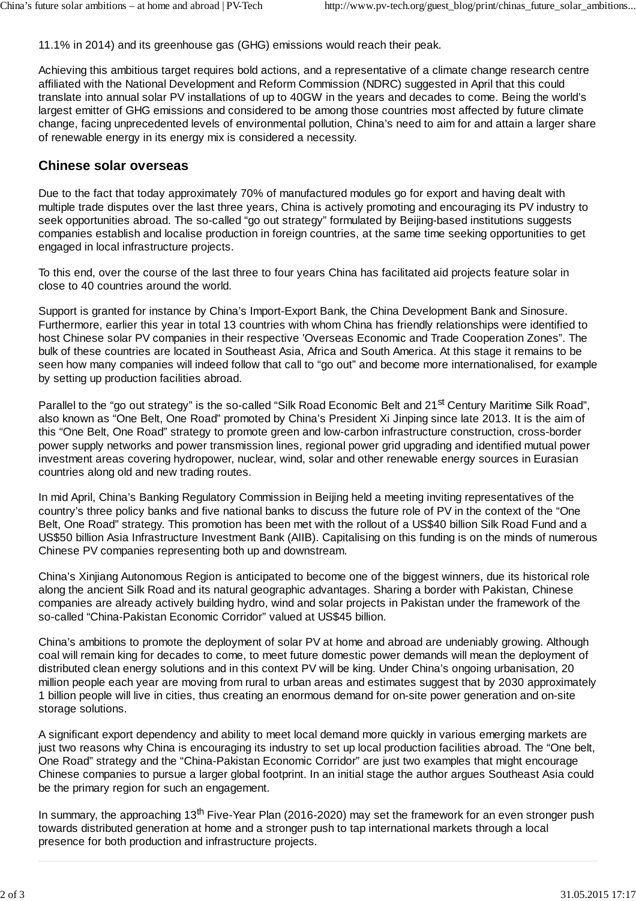11.1% in 2014) and its greenhouse gas (GHG) emissions would reach their peak.

Achieving this ambitious target requires bold actions, and a representative of a climate change research centre affiliated with the National Development and Reform Commission (NDRC) suggested in April that this could translate into annual solar PV installations of up to 40GW in the years and decades to come. Being the world's largest emitter of GHG emissions and considered to be among those countries most affected by future climate change, facing unprecedented levels of environmental pollution, China's need to aim for and attain a larger share of renewable energy in its energy mix is considered a necessity.

## Chinese solar overseas

Due to the fact that today approximately 70% of manufactured modules go for export and having dealt with multiple trade disputes over the last three years, China is actively promoting and encouraging its PV industry to seek opportunities abroad. The so-called "go out strategy" formulated by Beijing-based institutions suggests companies establish and localise production in foreign countries, at the same time seeking opportunities to get engaged in local infrastructure projects.

To this end, over the course of the last three to four years China has facilitated aid projects feature solar in close to 40 countries around the world.

Support is granted for instance by China's Import-Export Bank, the China Development Bank and Sinosure. Furthermore, earlier this year in total 13 countries with whom China has friendly relationships were identified to host Chinese solar PV companies in their respective 'Overseas Economic and Trade Cooperation Zones". The bulk of these countries are located in Southeast Asia, Africa and South America. At this stage it remains to be seen how many companies will indeed follow that call to "go out" and become more internationalised, for example by setting up production facilities abroad.

Parallel to the "go out strategy" is the so-called "Silk Road Economic Belt and 21st Century Maritime Silk Road", also known as "One Belt, One Road" promoted by China's President Xi Jinping since late 2013. It is the aim of this "One Belt, One Road" strategy to promote green and low-carbon infrastructure construction, cross-border power supply networks and power transmission lines, regional power grid upgrading and identified mutual power investment areas covering hydropower, nuclear, wind, solar and other renewable energy sources in Eurasian countries along old and new trading routes.

In mid April, China's Banking Regulatory Commission in Beijing held a meeting inviting representatives of the country's three policy banks and five national banks to discuss the future role of PV in the context of the "One Belt, One Road" strategy. This promotion has been met with the rollout of a US$40 billion Silk Road Fund and a US$50 billion Asia Infrastructure Investment Bank (AIIB). Capitalising on this funding is on the minds of numerous Chinese PV companies representing both up and downstream.

China's Xinjiang Autonomous Region is anticipated to become one of the biggest winners, due its historical role along the ancient Silk Road and its natural geographic advantages. Sharing a border with Pakistan, Chinese companies are already actively building hydro, wind and solar projects in Pakistan under the framework of the so-called "China-Pakistan Economic Corridor" valued at US$45 billion.

China's ambitions to promote the deployment of solar PV at home and abroad are undeniably growing. Although coal will remain king for decades to come, to meet future domestic power demands will mean the deployment of distributed clean energy solutions and in this context PV will be king. Under China's ongoing urbanisation, 20 million people each year are moving from rural to urban areas and estimates suggest that by 2030 approximately 1 billion people will live in cities, thus creating an enormous demand for on-site power generation and on-site storage solutions.

A significant export dependency and ability to meet local demand more quickly in various emerging markets are just two reasons why China is encouraging its industry to set up local production facilities abroad. The "One belt, One Road" strategy and the "China-Pakistan Economic Corridor" are just two examples that might encourage Chinese companies to pursue a larger global footprint. In an initial stage the author argues Southeast Asia could be the primary region for such an engagement.

In summary, the approaching 13th Five-Year Plan (2016-2020) may set the framework for an even stronger push towards distributed generation at home and a stronger push to tap international markets through a local presence for both production and infrastructure projects.